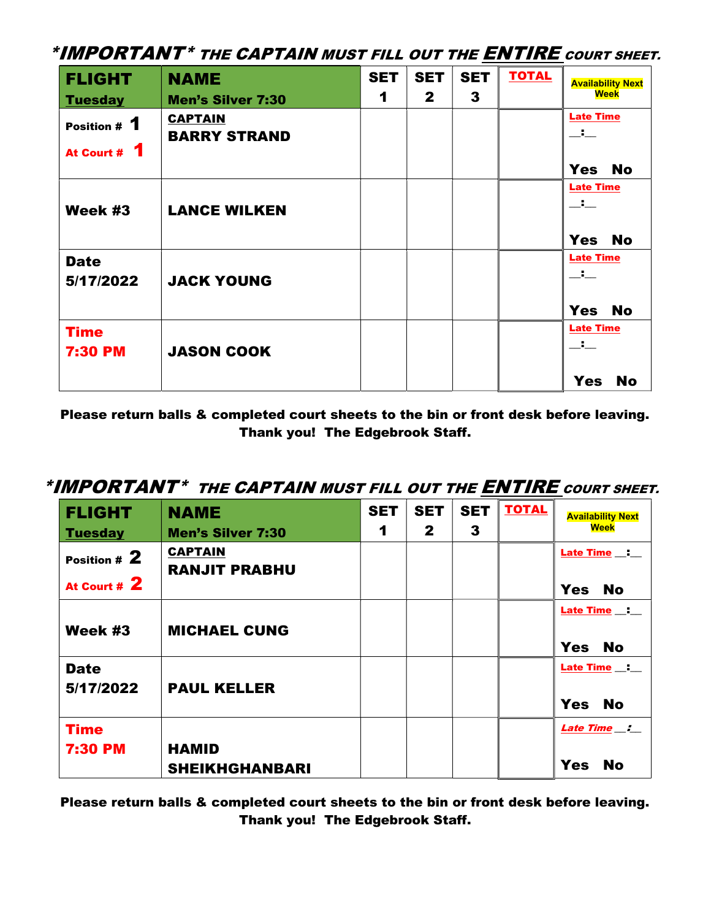***IMPORTANT*** ***THE CAPTAIN MUST FILL OUT THE ENTIRE COURT SHEET.***

| FLIGHT Tuesday | NAME Men's Silver 7:30 | SET 1 | SET 2 | SET 3 | TOTAL | Availability Next Week |
|---|---|---|---|---|---|---|
| Position # 1 At Court # 1 | CAPTAIN BARRY STRAND | | | | | Late Time __:__ Yes No |
| Week #3 | LANCE WILKEN | | | | | Late Time __:__ Yes No |
| Date 5/17/2022 | JACK YOUNG | | | | | Late Time __:__ Yes No |
| Time 7:30 PM | JASON COOK | | | | | Late Time __:__ Yes No |

**Please return balls & completed court sheets to the bin or front desk before leaving.**
**Thank you! The Edgebrook Staff.**

***IMPORTANT*** ***THE CAPTAIN MUST FILL OUT THE ENTIRE COURT SHEET.***

| FLIGHT Tuesday | NAME Men's Silver 7:30 | SET 1 | SET 2 | SET 3 | TOTAL | Availability Next Week |
|---|---|---|---|---|---|---|
| Position # 2 At Court # 2 | CAPTAIN RANJIT PRABHU | | | | | Late Time __:__ Yes No |
| Week #3 | MICHAEL CUNG | | | | | Late Time __:__ Yes No |
| Date 5/17/2022 | PAUL KELLER | | | | | Late Time __:__ Yes No |
| Time 7:30 PM | HAMID SHEIKHGHANBARI | | | | | Late Time __:__ Yes No |

**Please return balls & completed court sheets to the bin or front desk before leaving.**
**Thank you! The Edgebrook Staff.**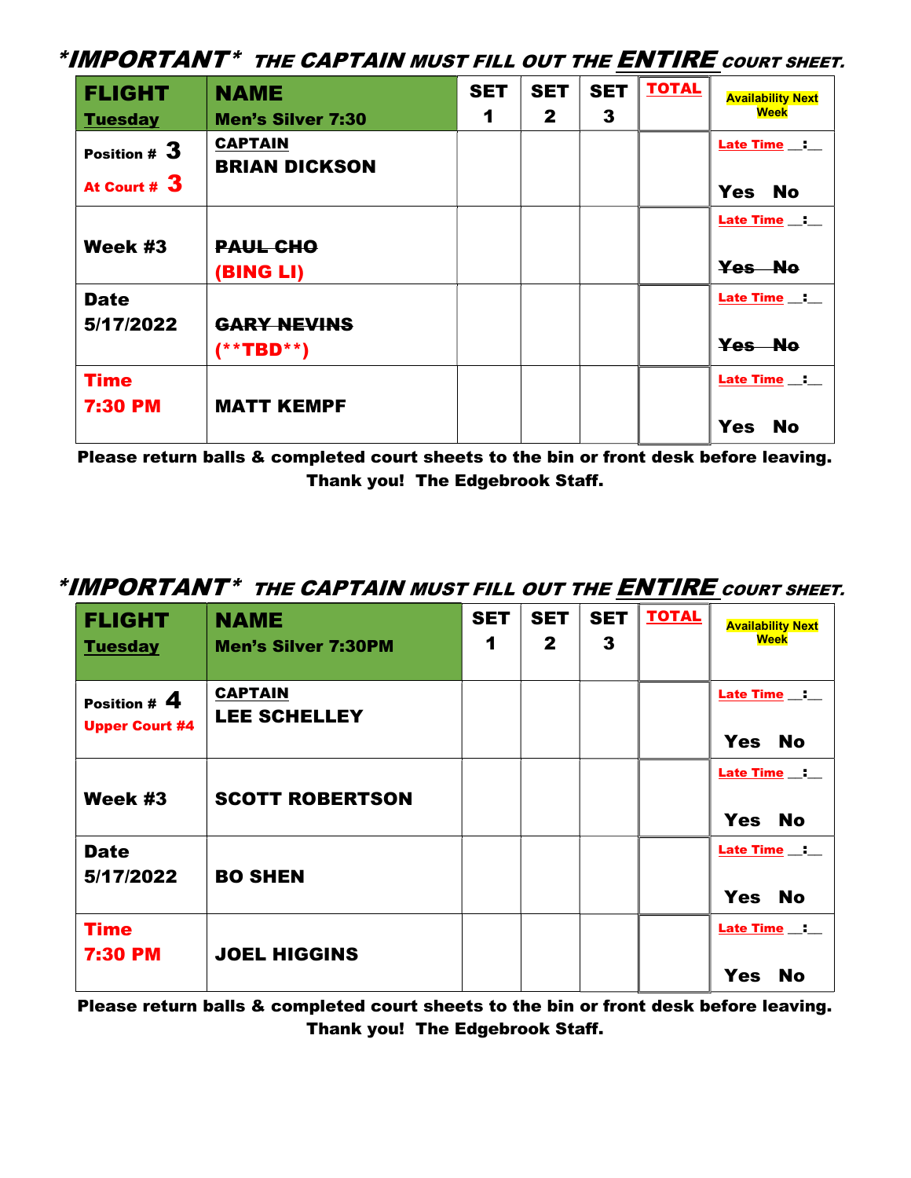**\*IMPORTANT\*** **THE CAPTAIN MUST FILL OUT THE *ENTIRE* COURT SHEET.**

| FLIGHT<br>Tuesday | NAME<br>Men's Silver 7:30 | SET 1 | SET 2 | SET 3 | TOTAL | Availability Next Week |
|---|---|---|---|---|---|---|
| Position # 3<br>At Court # 3 | CAPTAIN<br>BRIAN DICKSON | | | | | Late Time __:__<br>Yes No |
| Week #3 | ~~PAUL CHO~~<br>(BING LI) | | | | | Late Time __:__<br>~~Yes No~~ |
| Date<br>5/17/2022 | ~~GARY NEVINS~~<br>(\*\*TBD\*\*) | | | | | Late Time __:__<br>~~Yes No~~ |
| Time<br>7:30 PM | MATT KEMPF | | | | | Late Time __:__<br>Yes No |

**Please return balls & completed court sheets to the bin or front desk before leaving.**
**Thank you! The Edgebrook Staff.**

**\*IMPORTANT\*** **THE CAPTAIN MUST FILL OUT THE *ENTIRE* COURT SHEET.**

| FLIGHT<br>Tuesday | NAME<br>Men's Silver 7:30PM | SET 1 | SET 2 | SET 3 | TOTAL | Availability Next Week |
|---|---|---|---|---|---|---|
| Position # 4<br>Upper Court #4 | CAPTAIN<br>LEE SCHELLEY | | | | | Late Time __:__<br>Yes No |
| Week #3 | SCOTT ROBERTSON | | | | | Late Time __:__<br>Yes No |
| Date<br>5/17/2022 | BO SHEN | | | | | Late Time __:__<br>Yes No |
| Time<br>7:30 PM | JOEL HIGGINS | | | | | Late Time __:__<br>Yes No |

**Please return balls & completed court sheets to the bin or front desk before leaving.**
**Thank you! The Edgebrook Staff.**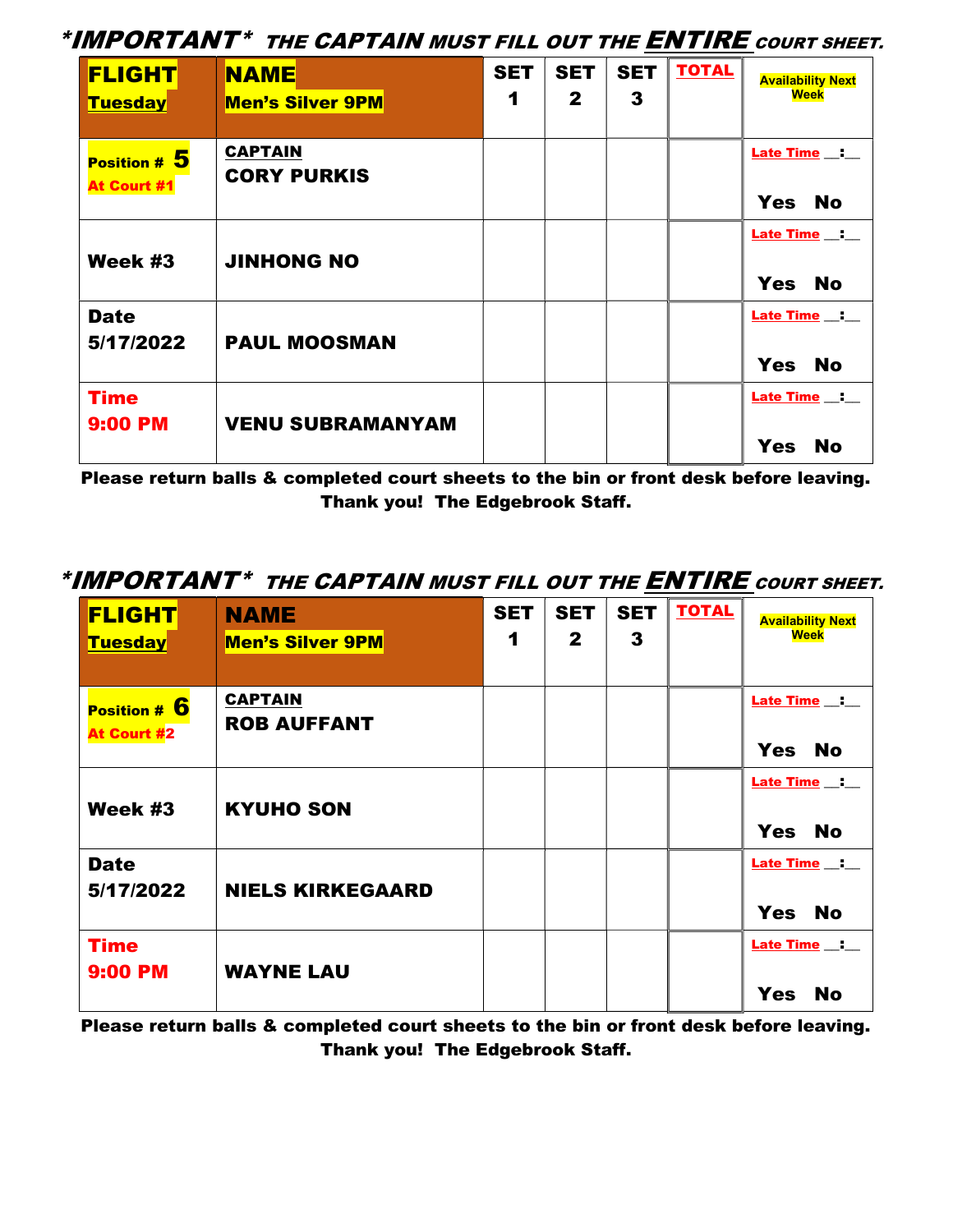***IMPORTANT*** *THE CAPTAIN MUST FILL OUT THE* ***ENTIRE*** *COURT SHEET.*

| FLIGHT Tuesday | NAME Men's Silver 9PM | SET 1 | SET 2 | SET 3 | TOTAL | Availability Next Week |
|---|---|---|---|---|---|---|
| Position # 5 At Court #1 | CAPTAIN CORY PURKIS | | | | | Late Time __:__ Yes No |
| Week #3 | JINHONG NO | | | | | Late Time __:__ Yes No |
| Date 5/17/2022 | PAUL MOOSMAN | | | | | Late Time __:__ Yes No |
| Time 9:00 PM | VENU SUBRAMANYAM | | | | | Late Time __:__ Yes No |

**Please return balls & completed court sheets to the bin or front desk before leaving.**
**Thank you! The Edgebrook Staff.**

***IMPORTANT*** *THE CAPTAIN MUST FILL OUT THE* ***ENTIRE*** *COURT SHEET.*

| FLIGHT Tuesday | NAME Men's Silver 9PM | SET 1 | SET 2 | SET 3 | TOTAL | Availability Next Week |
|---|---|---|---|---|---|---|
| Position # 6 At Court #2 | CAPTAIN ROB AUFFANT | | | | | Late Time __:__ Yes No |
| Week #3 | KYUHO SON | | | | | Late Time __:__ Yes No |
| Date 5/17/2022 | NIELS KIRKEGAARD | | | | | Late Time __:__ Yes No |
| Time 9:00 PM | WAYNE LAU | | | | | Late Time __:__ Yes No |

**Please return balls & completed court sheets to the bin or front desk before leaving.**
**Thank you! The Edgebrook Staff.**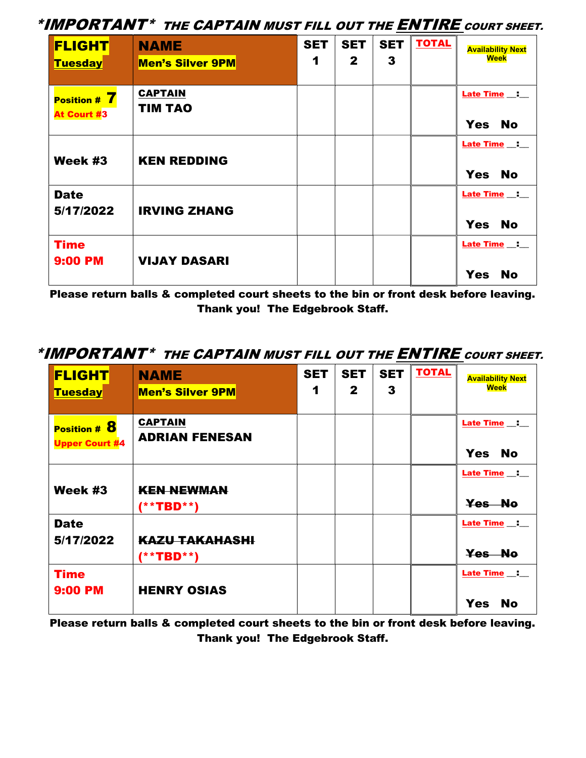*IMPORTANT* THE CAPTAIN MUST FILL OUT THE ***ENTIRE*** COURT SHEET.

| FLIGHT<br>Tuesday | NAME<br>Men's Silver 9PM | SET 1 | SET 2 | SET 3 | TOTAL | Availability Next Week |
|---|---|---|---|---|---|---|
| Position # 7<br>At Court #3 | CAPTAIN<br>TIM TAO | | | | | Late Time __:__<br>Yes No |
| Week #3 | KEN REDDING | | | | | Late Time __:__<br>Yes No |
| Date<br>5/17/2022 | IRVING ZHANG | | | | | Late Time __:__<br>Yes No |
| Time<br>9:00 PM | VIJAY DASARI | | | | | Late Time __:__<br>Yes No |

**Please return balls & completed court sheets to the bin or front desk before leaving.**
**Thank you! The Edgebrook Staff.**

*IMPORTANT* THE CAPTAIN MUST FILL OUT THE ***ENTIRE*** COURT SHEET.

| FLIGHT<br>Tuesday | NAME<br>Men's Silver 9PM | SET 1 | SET 2 | SET 3 | TOTAL | Availability Next Week |
|---|---|---|---|---|---|---|
| Position # 8<br>Upper Court #4 | CAPTAIN<br>ADRIAN FENESAN | | | | | Late Time __:__<br>Yes No |
| Week #3 | ~~KEN NEWMAN~~<br>(**TBD**) | | | | | Late Time __:__<br>~~Yes No~~ |
| Date<br>5/17/2022 | ~~KAZU TAKAHASHI~~<br>(**TBD**) | | | | | Late Time __:__<br>~~Yes No~~ |
| Time<br>9:00 PM | HENRY OSIAS | | | | | Late Time __:__<br>Yes No |

**Please return balls & completed court sheets to the bin or front desk before leaving.**
**Thank you! The Edgebrook Staff.**